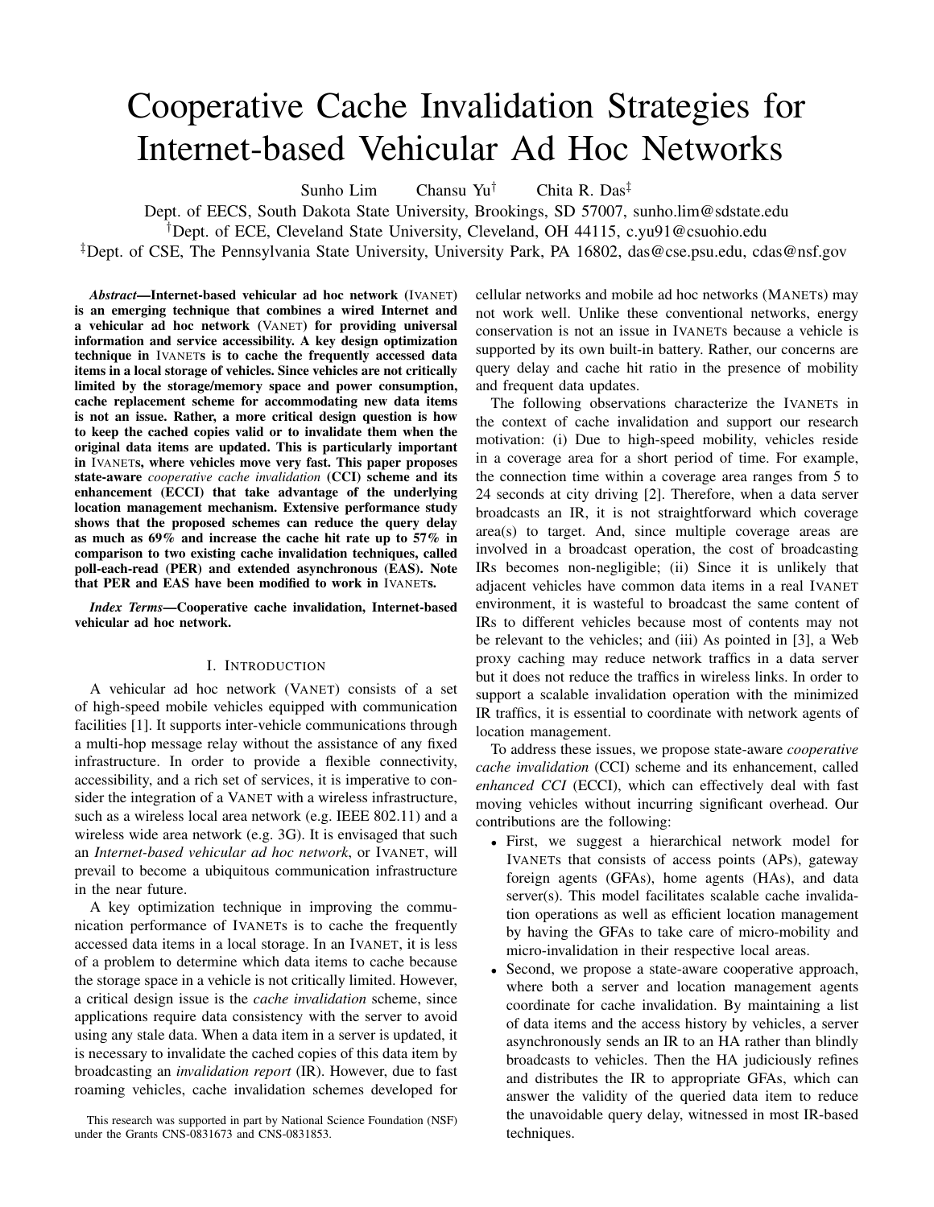# Cooperative Cache Invalidation Strategies for Internet-based Vehicular Ad Hoc Networks

Sunho Lim  Chansu Yu[†]  Chita R. Das[‡]

Dept. of EECS, South Dakota State University, Brookings, SD 57007, sunho.lim@sdstate.edu

[†]Dept. of ECE, Cleveland State University, Cleveland, OH 44115, c.yu91@csuohio.edu

[‡]Dept. of CSE, The Pennsylvania State University, University Park, PA 16802, das@cse.psu.edu, cdas@nsf.gov

***Abstract*—Internet-based vehicular ad hoc network (IVANET) is an emerging technique that combines a wired Internet and a vehicular ad hoc network (VANET) for providing universal information and service accessibility. A key design optimization technique in IVANETs is to cache the frequently accessed data items in a local storage of vehicles. Since vehicles are not critically limited by the storage/memory space and power consumption, cache replacement scheme for accommodating new data items is not an issue. Rather, a more critical design question is how to keep the cached copies valid or to invalidate them when the original data items are updated. This is particularly important in IVANETs, where vehicles move very fast. This paper proposes state-aware *cooperative cache invalidation* (CCI) scheme and its enhancement (ECCI) that take advantage of the underlying location management mechanism. Extensive performance study shows that the proposed schemes can reduce the query delay as much as 69% and increase the cache hit rate up to 57% in comparison to two existing cache invalidation techniques, called poll-each-read (PER) and extended asynchronous (EAS). Note that PER and EAS have been modified to work in IVANETs.**

***Index Terms*—Cooperative cache invalidation, Internet-based vehicular ad hoc network.**

## I. Introduction

A vehicular ad hoc network (VANET) consists of a set of high-speed mobile vehicles equipped with communication facilities [1]. It supports inter-vehicle communications through a multi-hop message relay without the assistance of any fixed infrastructure. In order to provide a flexible connectivity, accessibility, and a rich set of services, it is imperative to consider the integration of a VANET with a wireless infrastructure, such as a wireless local area network (e.g. IEEE 802.11) and a wireless wide area network (e.g. 3G). It is envisaged that such an *Internet-based vehicular ad hoc network*, or IVANET, will prevail to become a ubiquitous communication infrastructure in the near future.

A key optimization technique in improving the communication performance of IVANETs is to cache the frequently accessed data items in a local storage. In an IVANET, it is less of a problem to determine which data items to cache because the storage space in a vehicle is not critically limited. However, a critical design issue is the *cache invalidation* scheme, since applications require data consistency with the server to avoid using any stale data. When a data item in a server is updated, it is necessary to invalidate the cached copies of this data item by broadcasting an *invalidation report* (IR). However, due to fast roaming vehicles, cache invalidation schemes developed for cellular networks and mobile ad hoc networks (MANETs) may not work well. Unlike these conventional networks, energy conservation is not an issue in IVANETs because a vehicle is supported by its own built-in battery. Rather, our concerns are query delay and cache hit ratio in the presence of mobility and frequent data updates.

The following observations characterize the IVANETs in the context of cache invalidation and support our research motivation: (i) Due to high-speed mobility, vehicles reside in a coverage area for a short period of time. For example, the connection time within a coverage area ranges from 5 to 24 seconds at city driving [2]. Therefore, when a data server broadcasts an IR, it is not straightforward which coverage area(s) to target. And, since multiple coverage areas are involved in a broadcast operation, the cost of broadcasting IRs becomes non-negligible; (ii) Since it is unlikely that adjacent vehicles have common data items in a real IVANET environment, it is wasteful to broadcast the same content of IRs to different vehicles because most of contents may not be relevant to the vehicles; and (iii) As pointed in [3], a Web proxy caching may reduce network traffics in a data server but it does not reduce the traffics in wireless links. In order to support a scalable invalidation operation with the minimized IR traffics, it is essential to coordinate with network agents of location management.

To address these issues, we propose state-aware *cooperative cache invalidation* (CCI) scheme and its enhancement, called *enhanced CCI* (ECCI), which can effectively deal with fast moving vehicles without incurring significant overhead. Our contributions are the following:

- First, we suggest a hierarchical network model for IVANETs that consists of access points (APs), gateway foreign agents (GFAs), home agents (HAs), and data server(s). This model facilitates scalable cache invalidation operations as well as efficient location management by having the GFAs to take care of micro-mobility and micro-invalidation in their respective local areas.
- Second, we propose a state-aware cooperative approach, where both a server and location management agents coordinate for cache invalidation. By maintaining a list of data items and the access history by vehicles, a server asynchronously sends an IR to an HA rather than blindly broadcasts to vehicles. Then the HA judiciously refines and distributes the IR to appropriate GFAs, which can answer the validity of the queried data item to reduce the unavoidable query delay, witnessed in most IR-based techniques.

This research was supported in part by National Science Foundation (NSF) under the Grants CNS-0831673 and CNS-0831853.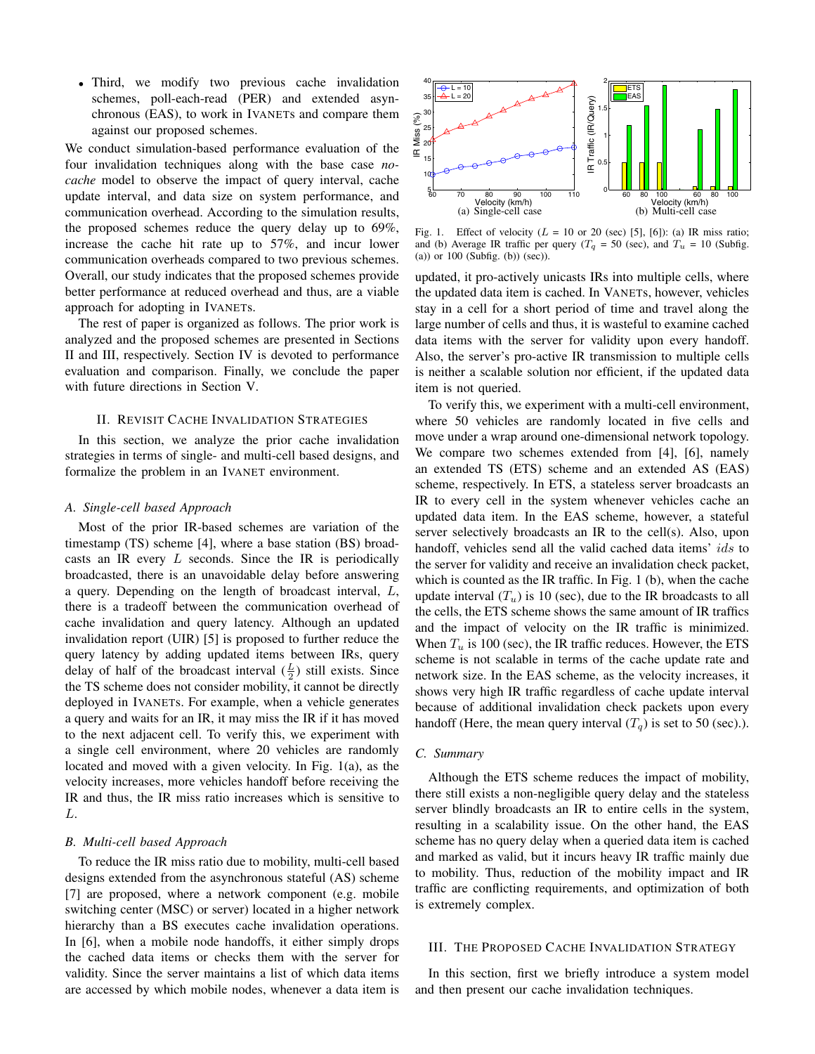- Third, we modify two previous cache invalidation schemes, poll-each-read (PER) and extended asynchronous (EAS), to work in IVANETs and compare them against our proposed schemes.

We conduct simulation-based performance evaluation of the four invalidation techniques along with the base case *no-cache* model to observe the impact of query interval, cache update interval, and data size on system performance, and communication overhead. According to the simulation results, the proposed schemes reduce the query delay up to 69%, increase the cache hit rate up to 57%, and incur lower communication overheads compared to two previous schemes. Overall, our study indicates that the proposed schemes provide better performance at reduced overhead and thus, are a viable approach for adopting in IVANETs.

The rest of paper is organized as follows. The prior work is analyzed and the proposed schemes are presented in Sections II and III, respectively. Section IV is devoted to performance evaluation and comparison. Finally, we conclude the paper with future directions in Section V.

## II. Revisit Cache Invalidation Strategies

In this section, we analyze the prior cache invalidation strategies in terms of single- and multi-cell based designs, and formalize the problem in an IVANET environment.

### A. Single-cell based Approach

Most of the prior IR-based schemes are variation of the timestamp (TS) scheme [4], where a base station (BS) broadcasts an IR every $L$ seconds. Since the IR is periodically broadcasted, there is an unavoidable delay before answering a query. Depending on the length of broadcast interval, $L$, there is a tradeoff between the communication overhead of cache invalidation and query latency. Although an updated invalidation report (UIR) [5] is proposed to further reduce the query latency by adding updated items between IRs, query delay of half of the broadcast interval ($\frac{L}{2}$) still exists. Since the TS scheme does not consider mobility, it cannot be directly deployed in IVANETs. For example, when a vehicle generates a query and waits for an IR, it may miss the IR if it has moved to the next adjacent cell. To verify this, we experiment with a single cell environment, where 20 vehicles are randomly located and moved with a given velocity. In Fig. 1(a), as the velocity increases, more vehicles handoff before receiving the IR and thus, the IR miss ratio increases which is sensitive to $L$.

### B. Multi-cell based Approach

To reduce the IR miss ratio due to mobility, multi-cell based designs extended from the asynchronous stateful (AS) scheme [7] are proposed, where a network component (e.g. mobile switching center (MSC) or server) located in a higher network hierarchy than a BS executes cache invalidation operations. In [6], when a mobile node handoffs, it either simply drops the cached data items or checks them with the server for validity. Since the server maintains a list of which data items are accessed by which mobile nodes, whenever a data item is updated, it pro-actively unicasts IRs into multiple cells, where the updated data item is cached. In VANETs, however, vehicles stay in a cell for a short period of time and travel along the large number of cells and thus, it is wasteful to examine cached data items with the server for validity upon every handoff. Also, the server's pro-active IR transmission to multiple cells is neither a scalable solution nor efficient, if the updated data item is not queried.

Fig. 1. Effect of velocity ($L$ = 10 or 20 (sec) [5], [6]): (a) IR miss ratio; and (b) Average IR traffic per query ($T_q$ = 50 (sec), and $T_u$ = 10 (Subfig. (a)) or 100 (Subfig. (b)) (sec)).

To verify this, we experiment with a multi-cell environment, where 50 vehicles are randomly located in five cells and move under a wrap around one-dimensional network topology. We compare two schemes extended from [4], [6], namely an extended TS (ETS) scheme and an extended AS (EAS) scheme, respectively. In ETS, a stateless server broadcasts an IR to every cell in the system whenever vehicles cache an updated data item. In the EAS scheme, however, a stateful server selectively broadcasts an IR to the cell(s). Also, upon handoff, vehicles send all the valid cached data items' $ids$ to the server for validity and receive an invalidation check packet, which is counted as the IR traffic. In Fig. 1 (b), when the cache update interval ($T_u$) is 10 (sec), due to the IR broadcasts to all the cells, the ETS scheme shows the same amount of IR traffics and the impact of velocity on the IR traffic is minimized. When $T_u$ is 100 (sec), the IR traffic reduces. However, the ETS scheme is not scalable in terms of the cache update rate and network size. In the EAS scheme, as the velocity increases, it shows very high IR traffic regardless of cache update interval because of additional invalidation check packets upon every handoff (Here, the mean query interval ($T_q$) is set to 50 (sec).).

### C. Summary

Although the ETS scheme reduces the impact of mobility, there still exists a non-negligible query delay and the stateless server blindly broadcasts an IR to entire cells in the system, resulting in a scalability issue. On the other hand, the EAS scheme has no query delay when a queried data item is cached and marked as valid, but it incurs heavy IR traffic mainly due to mobility. Thus, reduction of the mobility impact and IR traffic are conflicting requirements, and optimization of both is extremely complex.

## III. The Proposed Cache Invalidation Strategy

In this section, first we briefly introduce a system model and then present our cache invalidation techniques.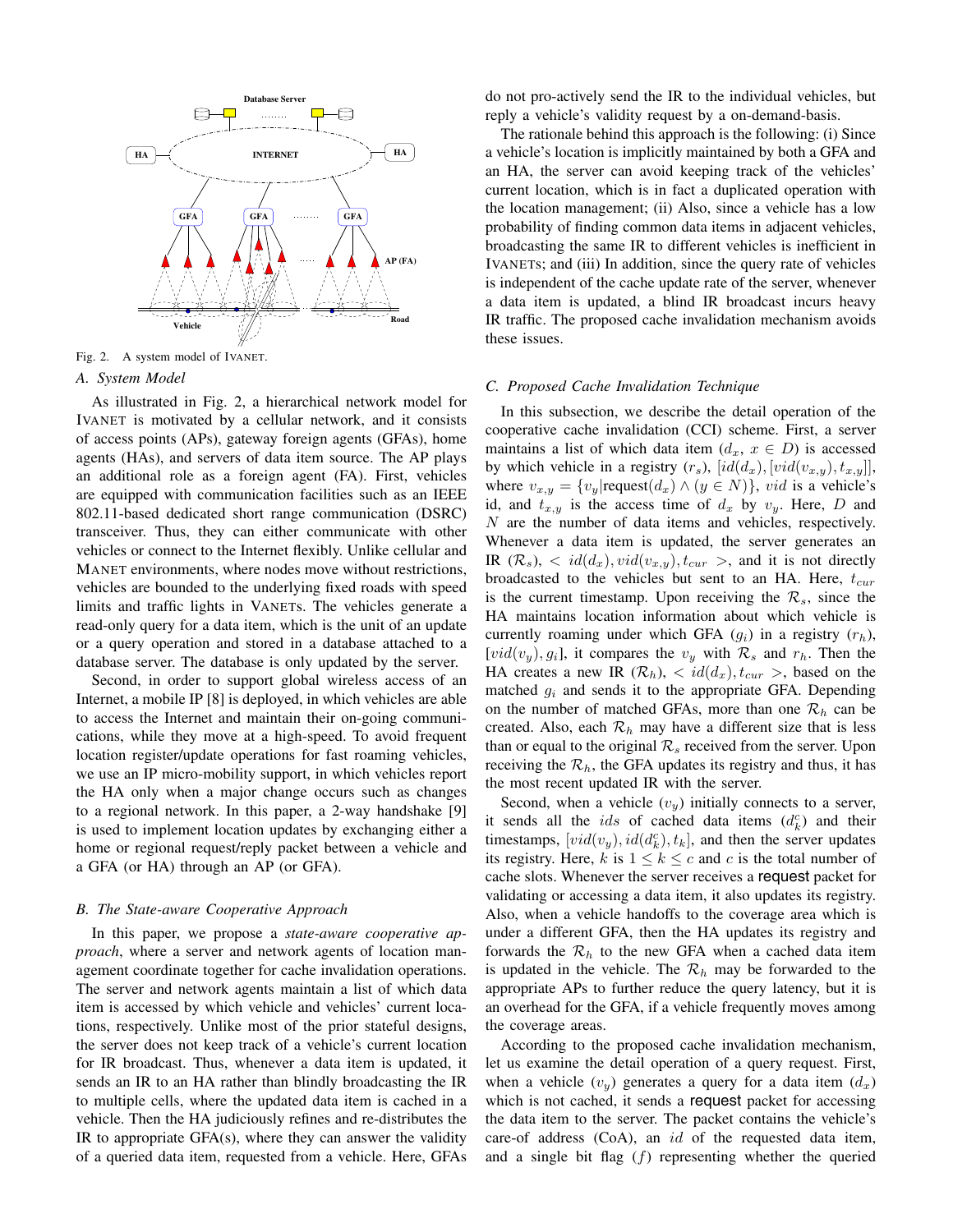Database Server

INTERNET

HA

HA

GFA

GFA

GFA

AP (FA)

Vehicle

Road

Fig. 2. A system model of IVANET.

### A. System Model

As illustrated in Fig. 2, a hierarchical network model for IVANET is motivated by a cellular network, and it consists of access points (APs), gateway foreign agents (GFAs), home agents (HAs), and servers of data item source. The AP plays an additional role as a foreign agent (FA). First, vehicles are equipped with communication facilities such as an IEEE 802.11-based dedicated short range communication (DSRC) transceiver. Thus, they can either communicate with other vehicles or connect to the Internet flexibly. Unlike cellular and MANET environments, where nodes move without restrictions, vehicles are bounded to the underlying fixed roads with speed limits and traffic lights in VANETs. The vehicles generate a read-only query for a data item, which is the unit of an update or a query operation and stored in a database attached to a database server. The database is only updated by the server.

Second, in order to support global wireless access of an Internet, a mobile IP [8] is deployed, in which vehicles are able to access the Internet and maintain their on-going communications, while they move at a high-speed. To avoid frequent location register/update operations for fast roaming vehicles, we use an IP micro-mobility support, in which vehicles report the HA only when a major change occurs such as changes to a regional network. In this paper, a 2-way handshake [9] is used to implement location updates by exchanging either a home or regional request/reply packet between a vehicle and a GFA (or HA) through an AP (or GFA).

### B. The State-aware Cooperative Approach

In this paper, we propose a *state-aware cooperative approach*, where a server and network agents of location management coordinate together for cache invalidation operations. The server and network agents maintain a list of which data item is accessed by which vehicle and vehicles' current locations, respectively. Unlike most of the prior stateful designs, the server does not keep track of a vehicle's current location for IR broadcast. Thus, whenever a data item is updated, it sends an IR to an HA rather than blindly broadcasting the IR to multiple cells, where the updated data item is cached in a vehicle. Then the HA judiciously refines and re-distributes the IR to appropriate GFA(s), where they can answer the validity of a queried data item, requested from a vehicle. Here, GFAs do not pro-actively send the IR to the individual vehicles, but reply a vehicle's validity request by a on-demand-basis.

The rationale behind this approach is the following: (i) Since a vehicle's location is implicitly maintained by both a GFA and an HA, the server can avoid keeping track of the vehicles' current location, which is in fact a duplicated operation with the location management; (ii) Also, since a vehicle has a low probability of finding common data items in adjacent vehicles, broadcasting the same IR to different vehicles is inefficient in IVANETs; and (iii) In addition, since the query rate of vehicles is independent of the cache update rate of the server, whenever a data item is updated, a blind IR broadcast incurs heavy IR traffic. The proposed cache invalidation mechanism avoids these issues.

### C. Proposed Cache Invalidation Technique

In this subsection, we describe the detail operation of the cooperative cache invalidation (CCI) scheme. First, a server maintains a list of which data item ($d_x$, $x \in D$) is accessed by which vehicle in a registry ($r_s$), $[id(d_x), [vid(v_{x,y}), t_{x,y}]]$, where $v_{x,y} = \{v_y | \text{request}(d_x) \wedge (y \in N)\}$, $vid$ is a vehicle's id, and $t_{x,y}$ is the access time of $d_x$ by $v_y$. Here, $D$ and $N$ are the number of data items and vehicles, respectively. Whenever a data item is updated, the server generates an IR ($\mathcal{R}_s$), $< id(d_x), vid(v_{x,y}), t_{cur} >$, and it is not directly broadcasted to the vehicles but sent to an HA. Here, $t_{cur}$ is the current timestamp. Upon receiving the $\mathcal{R}_s$, since the HA maintains location information about which vehicle is currently roaming under which GFA ($g_i$) in a registry ($r_h$), $[vid(v_y), g_i]$, it compares the $v_y$ with $\mathcal{R}_s$ and $r_h$. Then the HA creates a new IR ($\mathcal{R}_h$), $< id(d_x), t_{cur} >$, based on the matched $g_i$ and sends it to the appropriate GFA. Depending on the number of matched GFAs, more than one $\mathcal{R}_h$ can be created. Also, each $\mathcal{R}_h$ may have a different size that is less than or equal to the original $\mathcal{R}_s$ received from the server. Upon receiving the $\mathcal{R}_h$, the GFA updates its registry and thus, it has the most recent updated IR with the server.

Second, when a vehicle ($v_y$) initially connects to a server, it sends all the $ids$ of cached data items ($d_k^c$) and their timestamps, $[vid(v_y), id(d_k^c), t_k]$, and then the server updates its registry. Here, $k$ is $1 \leq k \leq c$ and $c$ is the total number of cache slots. Whenever the server receives a request packet for validating or accessing a data item, it also updates its registry. Also, when a vehicle handoffs to the coverage area which is under a different GFA, then the HA updates its registry and forwards the $\mathcal{R}_h$ to the new GFA when a cached data item is updated in the vehicle. The $\mathcal{R}_h$ may be forwarded to the appropriate APs to further reduce the query latency, but it is an overhead for the GFA, if a vehicle frequently moves among the coverage areas.

According to the proposed cache invalidation mechanism, let us examine the detail operation of a query request. First, when a vehicle ($v_y$) generates a query for a data item ($d_x$) which is not cached, it sends a request packet for accessing the data item to the server. The packet contains the vehicle's care-of address (CoA), an $id$ of the requested data item, and a single bit flag ($f$) representing whether the queried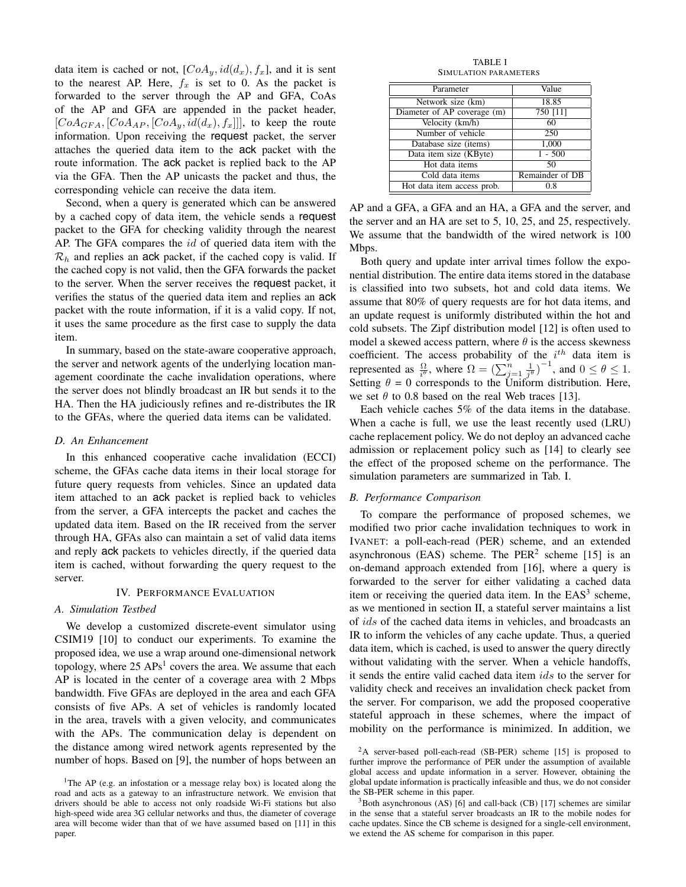data item is cached or not, $[CoA_y, id(d_x), f_x]$, and it is sent to the nearest AP. Here, $f_x$ is set to 0. As the packet is forwarded to the server through the AP and GFA, CoAs of the AP and GFA are appended in the packet header, $[CoA_{GFA}, [CoA_{AP}, [CoA_y, id(d_x), f_x]]]$, to keep the route information. Upon receiving the request packet, the server attaches the queried data item to the ack packet with the route information. The ack packet is replied back to the AP via the GFA. Then the AP unicasts the packet and thus, the corresponding vehicle can receive the data item.

Second, when a query is generated which can be answered by a cached copy of data item, the vehicle sends a request packet to the GFA for checking validity through the nearest AP. The GFA compares the $id$ of queried data item with the $\mathcal{R}_h$ and replies an ack packet, if the cached copy is valid. If the cached copy is not valid, then the GFA forwards the packet to the server. When the server receives the request packet, it verifies the status of the queried data item and replies an ack packet with the route information, if it is a valid copy. If not, it uses the same procedure as the first case to supply the data item.

In summary, based on the state-aware cooperative approach, the server and network agents of the underlying location management coordinate the cache invalidation operations, where the server does not blindly broadcast an IR but sends it to the HA. Then the HA judiciously refines and re-distributes the IR to the GFAs, where the queried data items can be validated.

### D. An Enhancement

In this enhanced cooperative cache invalidation (ECCI) scheme, the GFAs cache data items in their local storage for future query requests from vehicles. Since an updated data item attached to an ack packet is replied back to vehicles from the server, a GFA intercepts the packet and caches the updated data item. Based on the IR received from the server through HA, GFAs also can maintain a set of valid data items and reply ack packets to vehicles directly, if the queried data item is cached, without forwarding the query request to the server.

## IV. Performance Evaluation

### A. Simulation Testbed

We develop a customized discrete-event simulator using CSIM19 [10] to conduct our experiments. To examine the proposed idea, we use a wrap around one-dimensional network topology, where 25 APs[1] covers the area. We assume that each AP is located in the center of a coverage area with 2 Mbps bandwidth. Five GFAs are deployed in the area and each GFA consists of five APs. A set of vehicles is randomly located in the area, travels with a given velocity, and communicates with the APs. The communication delay is dependent on the distance among wired network agents represented by the number of hops. Based on [9], the number of hops between an AP and a GFA, a GFA and an HA, a GFA and the server, and the server and an HA are set to 5, 10, 25, and 25, respectively. We assume that the bandwidth of the wired network is 100 Mbps.

TABLE I
Simulation parameters

| Parameter | Value |
|---|---|
| Network size (km) | 18.85 |
| Diameter of AP coverage (m) | 750 [11] |
| Velocity (km/h) | 60 |
| Number of vehicle | 250 |
| Database size (items) | 1,000 |
| Data item size (KByte) | 1 - 500 |
| Hot data items | 50 |
| Cold data items | Remainder of DB |
| Hot data item access prob. | 0.8 |

Both query and update inter arrival times follow the exponential distribution. The entire data items stored in the database is classified into two subsets, hot and cold data items. We assume that 80% of query requests are for hot data items, and an update request is uniformly distributed within the hot and cold subsets. The Zipf distribution model [12] is often used to model a skewed access pattern, where $\theta$ is the access skewness coefficient. The access probability of the $i^{th}$ data item is represented as $\frac{\Omega}{i^{\theta}}$, where $\Omega = \left(\sum_{j=1}^{n} \frac{1}{j^{\theta}}\right)^{-1}$, and $0 \leq \theta \leq 1$. Setting $\theta$ = 0 corresponds to the Uniform distribution. Here, we set $\theta$ to 0.8 based on the real Web traces [13].

Each vehicle caches 5% of the data items in the database. When a cache is full, we use the least recently used (LRU) cache replacement policy. We do not deploy an advanced cache admission or replacement policy such as [14] to clearly see the effect of the proposed scheme on the performance. The simulation parameters are summarized in Tab. I.

### B. Performance Comparison

To compare the performance of proposed schemes, we modified two prior cache invalidation techniques to work in IVANET: a poll-each-read (PER) scheme, and an extended asynchronous (EAS) scheme. The PER[2] scheme [15] is an on-demand approach extended from [16], where a query is forwarded to the server for either validating a cached data item or receiving the queried data item. In the EAS[3] scheme, as we mentioned in section II, a stateful server maintains a list of $ids$ of the cached data items in vehicles, and broadcasts an IR to inform the vehicles of any cache update. Thus, a queried data item, which is cached, is used to answer the query directly without validating with the server. When a vehicle handoffs, it sends the entire valid cached data item $ids$ to the server for validity check and receives an invalidation check packet from the server. For comparison, we add the proposed cooperative stateful approach in these schemes, where the impact of mobility on the performance is minimized. In addition, we

[1]The AP (e.g. an infostation or a message relay box) is located along the road and acts as a gateway to an infrastructure network. We envision that drivers should be able to access not only roadside Wi-Fi stations but also high-speed wide area 3G cellular networks and thus, the diameter of coverage area will become wider than that of we have assumed based on [11] in this paper.

[2]A server-based poll-each-read (SB-PER) scheme [15] is proposed to further improve the performance of PER under the assumption of available global access and update information in a server. However, obtaining the global update information is practically infeasible and thus, we do not consider the SB-PER scheme in this paper.

[3]Both asynchronous (AS) [6] and call-back (CB) [17] schemes are similar in the sense that a stateful server broadcasts an IR to the mobile nodes for cache updates. Since the CB scheme is designed for a single-cell environment, we extend the AS scheme for comparison in this paper.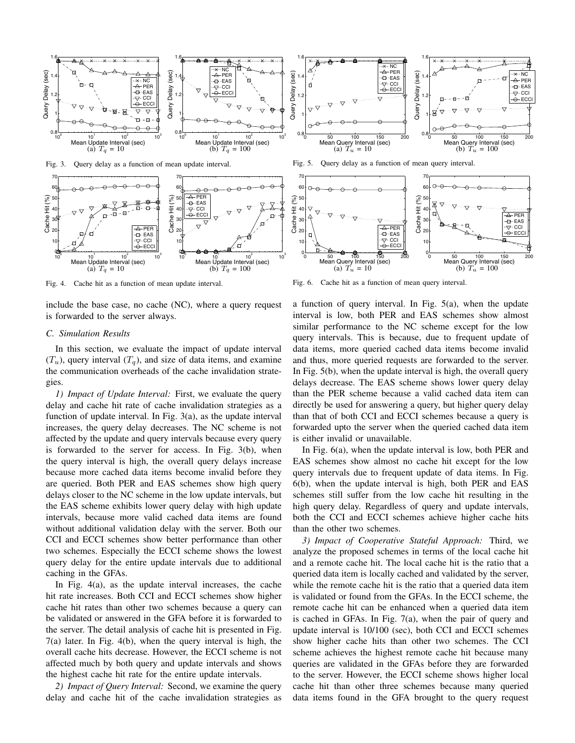Fig. 3. Query delay as a function of mean update interval.

Fig. 4. Cache hit as a function of mean update interval.

Fig. 5. Query delay as a function of mean query interval.

Fig. 6. Cache hit as a function of mean query interval.

include the base case, no cache (NC), where a query request is forwarded to the server always.

### C. Simulation Results

In this section, we evaluate the impact of update interval ($T_u$), query interval ($T_q$), and size of data items, and examine the communication overheads of the cache invalidation strategies.

*1) Impact of Update Interval:* First, we evaluate the query delay and cache hit rate of cache invalidation strategies as a function of update interval. In Fig. 3(a), as the update interval increases, the query delay decreases. The NC scheme is not affected by the update and query intervals because every query is forwarded to the server for access. In Fig. 3(b), when the query interval is high, the overall query delays increase because more cached data items become invalid before they are queried. Both PER and EAS schemes show high query delays closer to the NC scheme in the low update intervals, but the EAS scheme exhibits lower query delay with high update intervals, because more valid cached data items are found without additional validation delay with the server. Both our CCI and ECCI schemes show better performance than other two schemes. Especially the ECCI scheme shows the lowest query delay for the entire update intervals due to additional caching in the GFAs.

In Fig. 4(a), as the update interval increases, the cache hit rate increases. Both CCI and ECCI schemes show higher cache hit rates than other two schemes because a query can be validated or answered in the GFA before it is forwarded to the server. The detail analysis of cache hit is presented in Fig. 7(a) later. In Fig. 4(b), when the query interval is high, the overall cache hits decrease. However, the ECCI scheme is not affected much by both query and update intervals and shows the highest cache hit rate for the entire update intervals.

*2) Impact of Query Interval:* Second, we examine the query delay and cache hit of the cache invalidation strategies as a function of query interval. In Fig. 5(a), when the update interval is low, both PER and EAS schemes show almost similar performance to the NC scheme except for the low query intervals. This is because, due to frequent update of data items, more queried cached data items become invalid and thus, more queried requests are forwarded to the server. In Fig. 5(b), when the update interval is high, the overall query delays decrease. The EAS scheme shows lower query delay than the PER scheme because a valid cached data item can directly be used for answering a query, but higher query delay than that of both CCI and ECCI schemes because a query is forwarded upto the server when the queried cached data item is either invalid or unavailable.

In Fig. 6(a), when the update interval is low, both PER and EAS schemes show almost no cache hit except for the low query intervals due to frequent update of data items. In Fig. 6(b), when the update interval is high, both PER and EAS schemes still suffer from the low cache hit resulting in the high query delay. Regardless of query and update intervals, both the CCI and ECCI schemes achieve higher cache hits than the other two schemes.

*3) Impact of Cooperative Stateful Approach:* Third, we analyze the proposed schemes in terms of the local cache hit and a remote cache hit. The local cache hit is the ratio that a queried data item is locally cached and validated by the server, while the remote cache hit is the ratio that a queried data item is validated or found from the GFAs. In the ECCI scheme, the remote cache hit can be enhanced when a queried data item is cached in GFAs. In Fig. 7(a), when the pair of query and update interval is 10/100 (sec), both CCI and ECCI schemes show higher cache hits than other two schemes. The CCI scheme achieves the highest remote cache hit because many queries are validated in the GFAs before they are forwarded to the server. However, the ECCI scheme shows higher local cache hit than other three schemes because many queried data items found in the GFA brought to the query request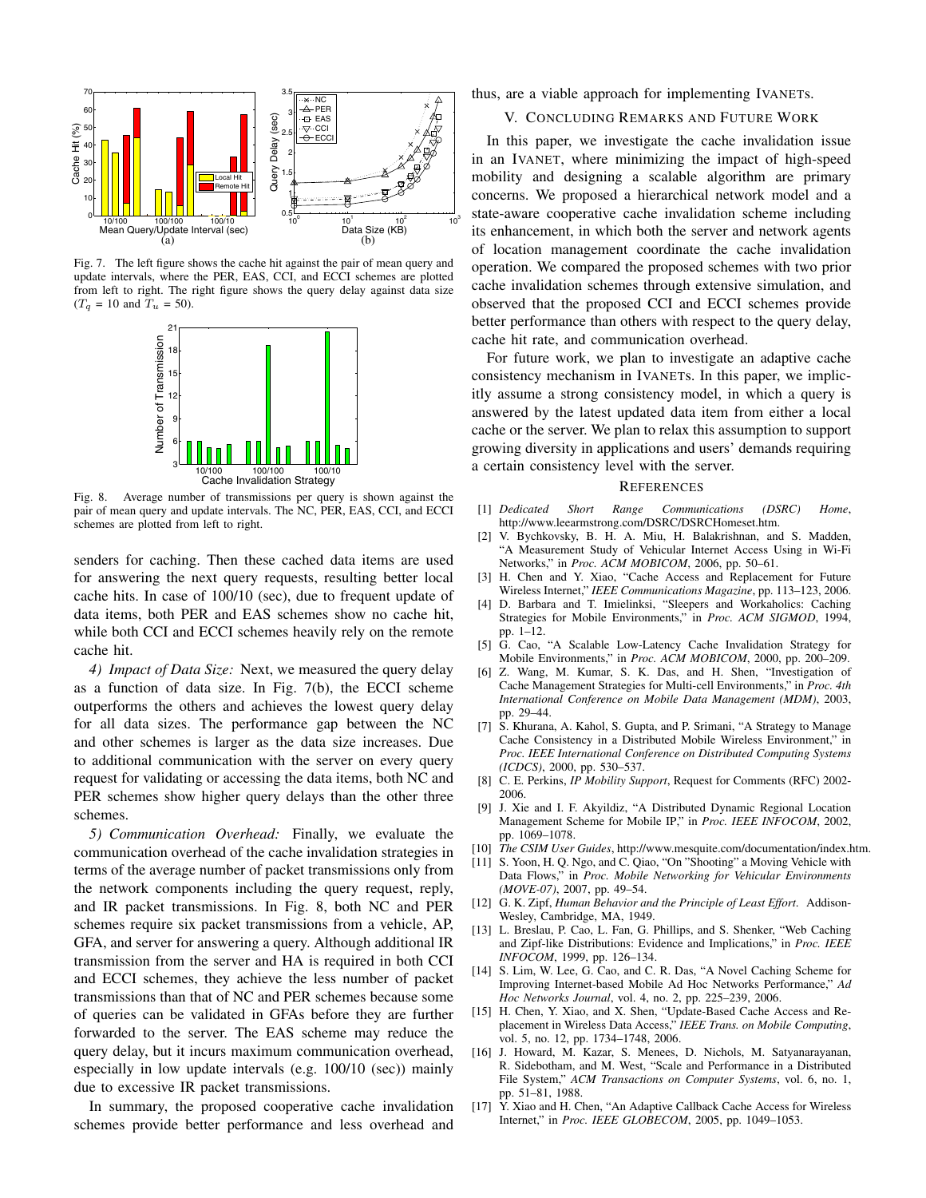70
60
50
40
30
20
10
0
Cache Hit (%)
10/100
100/100
100/10
Mean Query/Update Interval (sec)
(a)
Local Hit
Remote Hit

3.5
3
2.5
2
1.5
1
0.5
Query Delay (sec)
$10^0$
$10^1$
$10^2$
$10^3$
Data Size (KB)
(b)
NC
PER
EAS
CCI
ECCI

Fig. 7. The left figure shows the cache hit against the pair of mean query and update intervals, where the PER, EAS, CCI, and ECCI schemes are plotted from left to right. The right figure shows the query delay against data size ($T_q$ = 10 and $T_u$ = 50).

21
18
15
12
9
6
3
Number of Transmission
10/100
100/100
100/10
Cache Invalidation Strategy

Fig. 8. Average number of transmissions per query is shown against the pair of mean query and update intervals. The NC, PER, EAS, CCI, and ECCI schemes are plotted from left to right.

senders for caching. Then these cached data items are used for answering the next query requests, resulting better local cache hits. In case of 100/10 (sec), due to frequent update of data items, both PER and EAS schemes show no cache hit, while both CCI and ECCI schemes heavily rely on the remote cache hit.

*4) Impact of Data Size:* Next, we measured the query delay as a function of data size. In Fig. 7(b), the ECCI scheme outperforms the others and achieves the lowest query delay for all data sizes. The performance gap between the NC and other schemes is larger as the data size increases. Due to additional communication with the server on every query request for validating or accessing the data items, both NC and PER schemes show higher query delays than the other three schemes.

*5) Communication Overhead:* Finally, we evaluate the communication overhead of the cache invalidation strategies in terms of the average number of packet transmissions only from the network components including the query request, reply, and IR packet transmissions. In Fig. 8, both NC and PER schemes require six packet transmissions from a vehicle, AP, GFA, and server for answering a query. Although additional IR transmission from the server and HA is required in both CCI and ECCI schemes, they achieve the less number of packet transmissions than that of NC and PER schemes because some of queries can be validated in GFAs before they are further forwarded to the server. The EAS scheme may reduce the query delay, but it incurs maximum communication overhead, especially in low update intervals (e.g. 100/10 (sec)) mainly due to excessive IR packet transmissions.

In summary, the proposed cooperative cache invalidation schemes provide better performance and less overhead and thus, are a viable approach for implementing IVANETs.

## V. Concluding Remarks and Future Work

In this paper, we investigate the cache invalidation issue in an IVANET, where minimizing the impact of high-speed mobility and designing a scalable algorithm are primary concerns. We proposed a hierarchical network model and a state-aware cooperative cache invalidation scheme including its enhancement, in which both the server and network agents of location management coordinate the cache invalidation operation. We compared the proposed schemes with two prior cache invalidation schemes through extensive simulation, and observed that the proposed CCI and ECCI schemes provide better performance than others with respect to the query delay, cache hit rate, and communication overhead.

For future work, we plan to investigate an adaptive cache consistency mechanism in IVANETs. In this paper, we implicitly assume a strong consistency model, in which a query is answered by the latest updated data item from either a local cache or the server. We plan to relax this assumption to support growing diversity in applications and users' demands requiring a certain consistency level with the server.

## References

[1] *Dedicated Short Range Communications (DSRC) Home*, http://www.leearmstrong.com/DSRC/DSRCHomeset.htm.

[2] V. Bychkovsky, B. H. A. Miu, H. Balakrishnan, and S. Madden, "A Measurement Study of Vehicular Internet Access Using in Wi-Fi Networks," in *Proc. ACM MOBICOM*, 2006, pp. 50–61.

[3] H. Chen and Y. Xiao, "Cache Access and Replacement for Future Wireless Internet," *IEEE Communications Magazine*, pp. 113–123, 2006.

[4] D. Barbara and T. Imielinksi, "Sleepers and Workaholics: Caching Strategies for Mobile Environments," in *Proc. ACM SIGMOD*, 1994, pp. 1–12.

[5] G. Cao, "A Scalable Low-Latency Cache Invalidation Strategy for Mobile Environments," in *Proc. ACM MOBICOM*, 2000, pp. 200–209.

[6] Z. Wang, M. Kumar, S. K. Das, and H. Shen, "Investigation of Cache Management Strategies for Multi-cell Environments," in *Proc. 4th International Conference on Mobile Data Management (MDM)*, 2003, pp. 29–44.

[7] S. Khurana, A. Kahol, S. Gupta, and P. Srimani, "A Strategy to Manage Cache Consistency in a Distributed Mobile Wireless Environment," in *Proc. IEEE International Conference on Distributed Computing Systems (ICDCS)*, 2000, pp. 530–537.

[8] C. E. Perkins, *IP Mobility Support*, Request for Comments (RFC) 2002-2006.

[9] J. Xie and I. F. Akyildiz, "A Distributed Dynamic Regional Location Management Scheme for Mobile IP," in *Proc. IEEE INFOCOM*, 2002, pp. 1069–1078.

[10] *The CSIM User Guides*, http://www.mesquite.com/documentation/index.htm.

[11] S. Yoon, H. Q. Ngo, and C. Qiao, "On "Shooting" a Moving Vehicle with Data Flows," in *Proc. Mobile Networking for Vehicular Environments (MOVE-07)*, 2007, pp. 49–54.

[12] G. K. Zipf, *Human Behavior and the Principle of Least Effort*. Addison-Wesley, Cambridge, MA, 1949.

[13] L. Breslau, P. Cao, L. Fan, G. Phillips, and S. Shenker, "Web Caching and Zipf-like Distributions: Evidence and Implications," in *Proc. IEEE INFOCOM*, 1999, pp. 126–134.

[14] S. Lim, W. Lee, G. Cao, and C. R. Das, "A Novel Caching Scheme for Improving Internet-based Mobile Ad Hoc Networks Performance," *Ad Hoc Networks Journal*, vol. 4, no. 2, pp. 225–239, 2006.

[15] H. Chen, Y. Xiao, and X. Shen, "Update-Based Cache Access and Replacement in Wireless Data Access," *IEEE Trans. on Mobile Computing*, vol. 5, no. 12, pp. 1734–1748, 2006.

[16] J. Howard, M. Kazar, S. Menees, D. Nichols, M. Satyanarayanan, R. Sidebotham, and M. West, "Scale and Performance in a Distributed File System," *ACM Transactions on Computer Systems*, vol. 6, no. 1, pp. 51–81, 1988.

[17] Y. Xiao and H. Chen, "An Adaptive Callback Cache Access for Wireless Internet," in *Proc. IEEE GLOBECOM*, 2005, pp. 1049–1053.